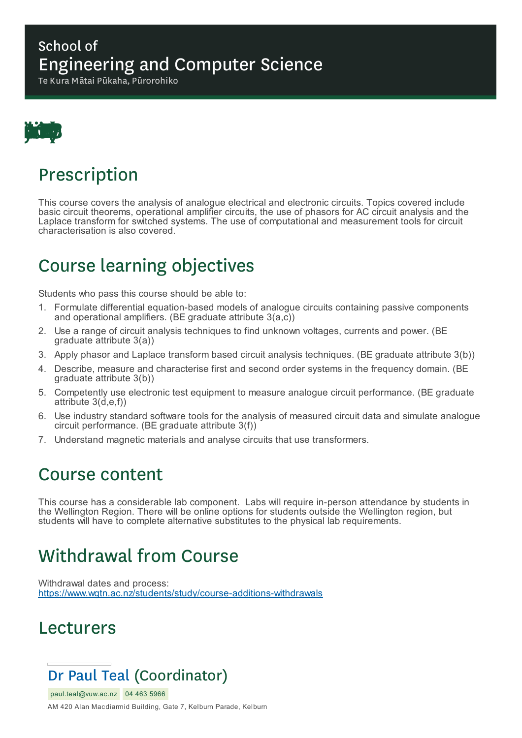# School of
# Engineering and Computer Science

Te Kura Mātai Pūkaha, Pūrorohiko

## Prescription

This course covers the analysis of analogue electrical and electronic circuits. Topics covered include basic circuit theorems, operational amplifier circuits, the use of phasors for AC circuit analysis and the Laplace transform for switched systems. The use of computational and measurement tools for circuit characterisation is also covered.

## Course learning objectives

Students who pass this course should be able to:

1. Formulate differential equation-based models of analogue circuits containing passive components and operational amplifiers. (BE graduate attribute 3(a,c))
2. Use a range of circuit analysis techniques to find unknown voltages, currents and power. (BE graduate attribute 3(a))
3. Apply phasor and Laplace transform based circuit analysis techniques. (BE graduate attribute 3(b))
4. Describe, measure and characterise first and second order systems in the frequency domain. (BE graduate attribute 3(b))
5. Competently use electronic test equipment to measure analogue circuit performance. (BE graduate attribute 3(d,e,f))
6. Use industry standard software tools for the analysis of measured circuit data and simulate analogue circuit performance. (BE graduate attribute 3(f))
7. Understand magnetic materials and analyse circuits that use transformers.

## Course content

This course has a considerable lab component. Labs will require in-person attendance by students in the Wellington Region. There will be online options for students outside the Wellington region, but students will have to complete alternative substitutes to the physical lab requirements.

## Withdrawal from Course

Withdrawal dates and process:
https://www.wgtn.ac.nz/students/study/course-additions-withdrawals

## Lecturers

### Dr Paul Teal (Coordinator)

paul.teal@vuw.ac.nz 04 463 5966

AM 420 Alan Macdiarmid Building, Gate 7, Kelburn Parade, Kelburn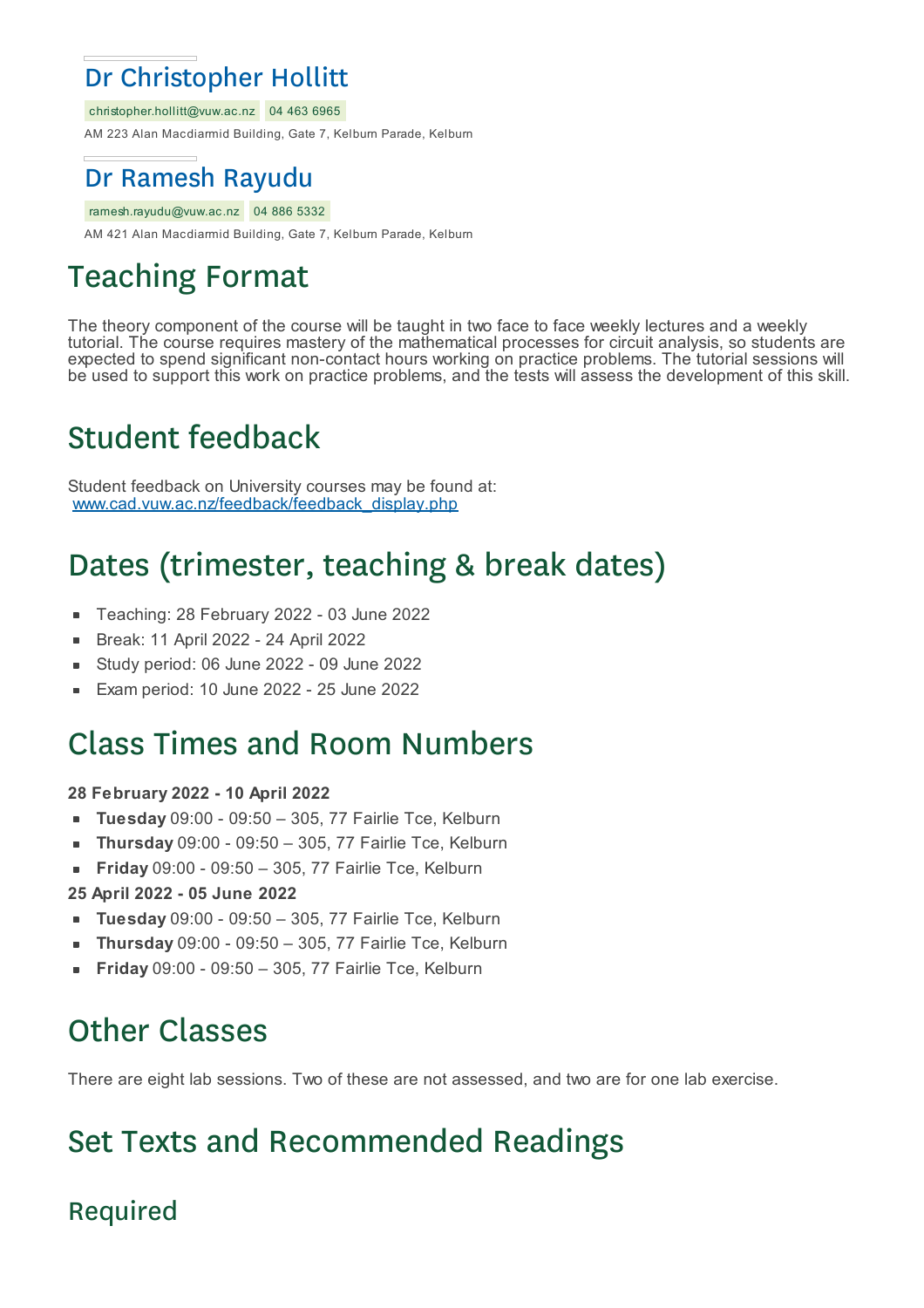## Dr Christopher Hollitt

christopher.hollitt@vuw.ac.nz 04 463 6965

AM 223 Alan Macdiarmid Building, Gate 7, Kelburn Parade, Kelburn

## Dr Ramesh Rayudu

ramesh.rayudu@vuw.ac.nz 04 886 5332

AM 421 Alan Macdiarmid Building, Gate 7, Kelburn Parade, Kelburn

# Teaching Format

The theory component of the course will be taught in two face to face weekly lectures and a weekly tutorial. The course requires mastery of the mathematical processes for circuit analysis, so students are expected to spend significant non-contact hours working on practice problems. The tutorial sessions will be used to support this work on practice problems, and the tests will assess the development of this skill.

# Student feedback

Student feedback on University courses may be found at:
www.cad.vuw.ac.nz/feedback/feedback_display.php

# Dates (trimester, teaching & break dates)

- Teaching: 28 February 2022 - 03 June 2022
- Break: 11 April 2022 - 24 April 2022
- Study period: 06 June 2022 - 09 June 2022
- Exam period: 10 June 2022 - 25 June 2022

# Class Times and Room Numbers

**28 February 2022 - 10 April 2022**

- **Tuesday** 09:00 - 09:50 – 305, 77 Fairlie Tce, Kelburn
- **Thursday** 09:00 - 09:50 – 305, 77 Fairlie Tce, Kelburn
- **Friday** 09:00 - 09:50 – 305, 77 Fairlie Tce, Kelburn

**25 April 2022 - 05 June 2022**

- **Tuesday** 09:00 - 09:50 – 305, 77 Fairlie Tce, Kelburn
- **Thursday** 09:00 - 09:50 – 305, 77 Fairlie Tce, Kelburn
- **Friday** 09:00 - 09:50 – 305, 77 Fairlie Tce, Kelburn

# Other Classes

There are eight lab sessions. Two of these are not assessed, and two are for one lab exercise.

# Set Texts and Recommended Readings

## Required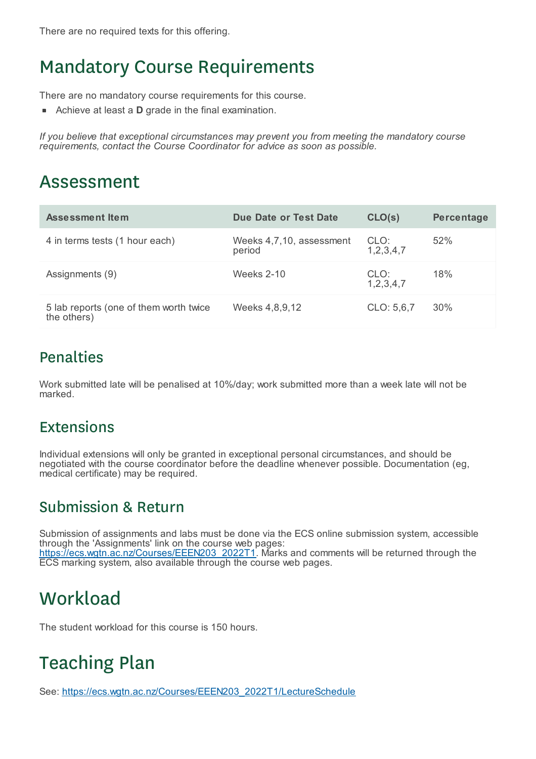There are no required texts for this offering.

# Mandatory Course Requirements

There are no mandatory course requirements for this course.

- Achieve at least a **D** grade in the final examination.

*If you believe that exceptional circumstances may prevent you from meeting the mandatory course requirements, contact the Course Coordinator for advice as soon as possible.*

# Assessment

| Assessment Item | Due Date or Test Date | CLO(s) | Percentage |
|---|---|---|---|
| 4 in terms tests (1 hour each) | Weeks 4,7,10, assessment period | CLO: 1,2,3,4,7 | 52% |
| Assignments (9) | Weeks 2-10 | CLO: 1,2,3,4,7 | 18% |
| 5 lab reports (one of them worth twice the others) | Weeks 4,8,9,12 | CLO: 5,6,7 | 30% |

## Penalties

Work submitted late will be penalised at 10%/day; work submitted more than a week late will not be marked.

## Extensions

Individual extensions will only be granted in exceptional personal circumstances, and should be negotiated with the course coordinator before the deadline whenever possible. Documentation (eg, medical certificate) may be required.

## Submission & Return

Submission of assignments and labs must be done via the ECS online submission system, accessible through the 'Assignments' link on the course web pages: https://ecs.wgtn.ac.nz/Courses/EEEN203_2022T1. Marks and comments will be returned through the ECS marking system, also available through the course web pages.

# Workload

The student workload for this course is 150 hours.

# Teaching Plan

See: https://ecs.wgtn.ac.nz/Courses/EEEN203_2022T1/LectureSchedule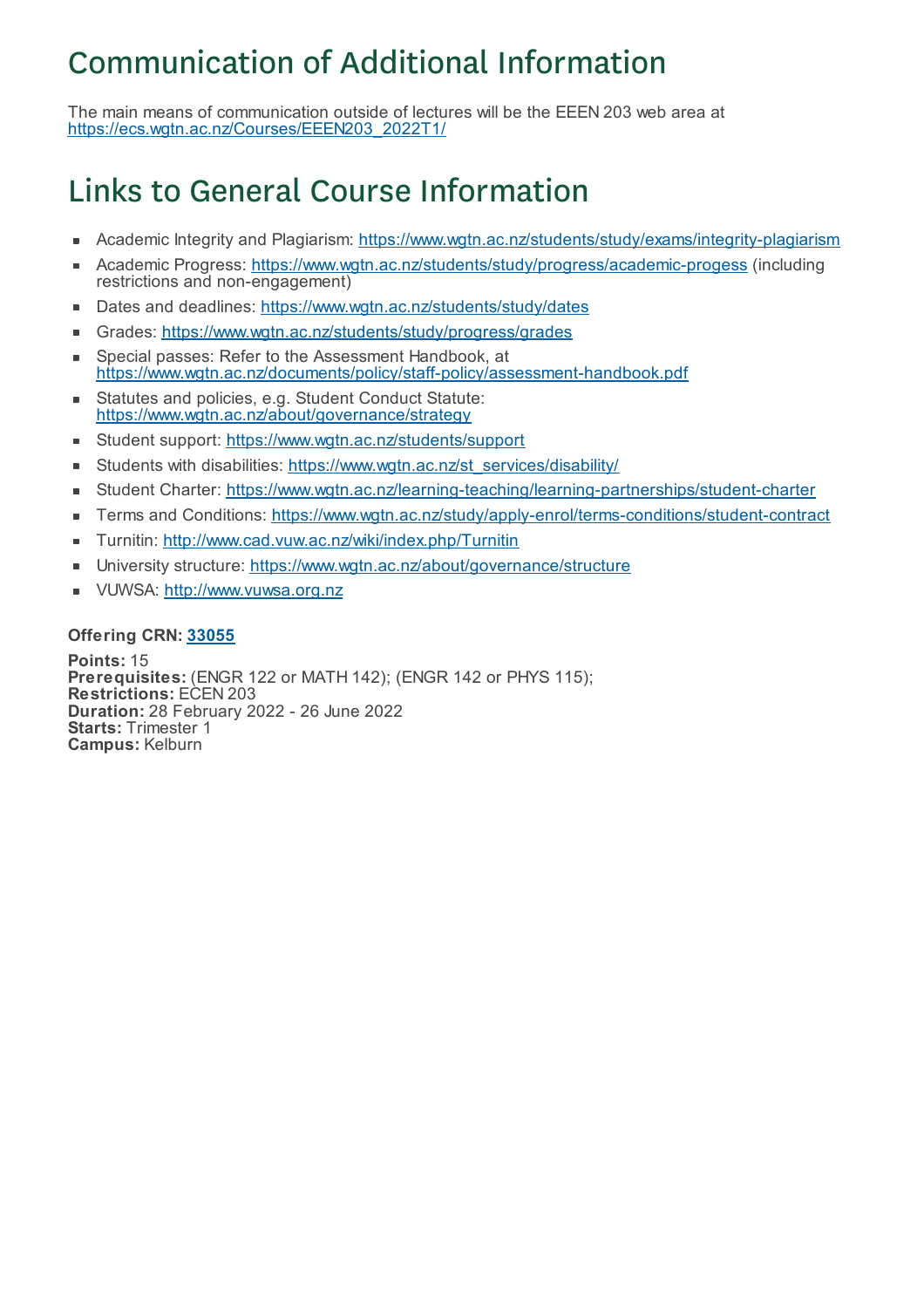# Communication of Additional Information

The main means of communication outside of lectures will be the EEEN 203 web area at https://ecs.wgtn.ac.nz/Courses/EEEN203_2022T1/

# Links to General Course Information

- Academic Integrity and Plagiarism: https://www.wgtn.ac.nz/students/study/exams/integrity-plagiarism
- Academic Progress: https://www.wgtn.ac.nz/students/study/progress/academic-progess (including restrictions and non-engagement)
- Dates and deadlines: https://www.wgtn.ac.nz/students/study/dates
- Grades: https://www.wgtn.ac.nz/students/study/progress/grades
- Special passes: Refer to the Assessment Handbook, at https://www.wgtn.ac.nz/documents/policy/staff-policy/assessment-handbook.pdf
- Statutes and policies, e.g. Student Conduct Statute: https://www.wgtn.ac.nz/about/governance/strategy
- Student support: https://www.wgtn.ac.nz/students/support
- Students with disabilities: https://www.wgtn.ac.nz/st_services/disability/
- Student Charter: https://www.wgtn.ac.nz/learning-teaching/learning-partnerships/student-charter
- Terms and Conditions: https://www.wgtn.ac.nz/study/apply-enrol/terms-conditions/student-contract
- Turnitin: http://www.cad.vuw.ac.nz/wiki/index.php/Turnitin
- University structure: https://www.wgtn.ac.nz/about/governance/structure
- VUWSA: http://www.vuwsa.org.nz

**Offering CRN: 33055**

**Points:** 15
**Prerequisites:** (ENGR 122 or MATH 142); (ENGR 142 or PHYS 115);
**Restrictions:** ECEN 203
**Duration:** 28 February 2022 - 26 June 2022
**Starts:** Trimester 1
**Campus:** Kelburn